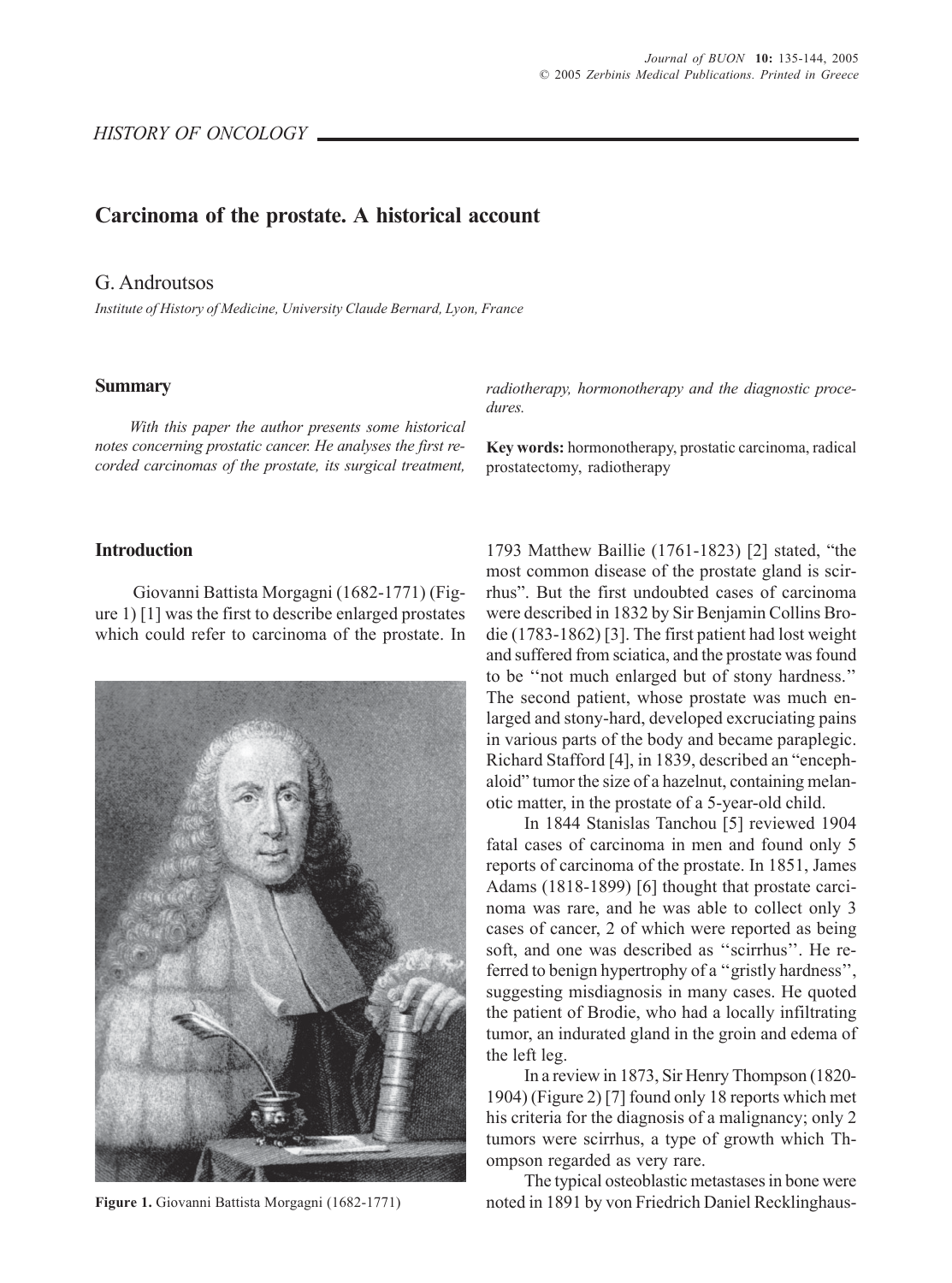HISTORY OF ONCOLOGY

# Carcinoma of the prostate. A historical account

G. Androutsos

*Institute of History of Medicine, University Claude Bernard, Lyon, France*

## Summary

*With this paper the author presents some historical notes concerning prostatic cancer. He analyses the first recorded carcinomas of the prostate, its surgical treatment, radiotherapy, hormonotherapy and the diagnostic procedures.*

**Key words:** hormonotherapy, prostatic carcinoma, radical prostatectomy, radiotherapy

## Introduction

Giovanni Battista Morgagni (1682-1771) (Figure 1) [1] was the first to describe enlarged prostates which could refer to carcinoma of the prostate. In 1793 Matthew Baillie (1761-1823) [2] stated, "the most common disease of the prostate gland is scirrhus". But the first undoubted cases of carcinoma were described in 1832 by Sir Benjamin Collins Brodie (1783-1862) [3]. The first patient had lost weight and suffered from sciatica, and the prostate was found to be "not much enlarged but of stony hardness." The second patient, whose prostate was much enlarged and stony-hard, developed excruciating pains in various parts of the body and became paraplegic. Richard Stafford [4], in 1839, described an "encephaloid" tumor the size of a hazelnut, containing melanotic matter, in the prostate of a 5-year-old child.

Figure 1. Giovanni Battista Morgagni (1682-1771)

In 1844 Stanislas Tanchou [5] reviewed 1904 fatal cases of carcinoma in men and found only 5 reports of carcinoma of the prostate. In 1851, James Adams (1818-1899) [6] thought that prostate carcinoma was rare, and he was able to collect only 3 cases of cancer, 2 of which were reported as being soft, and one was described as "scirrhus". He referred to benign hypertrophy of a "gristly hardness", suggesting misdiagnosis in many cases. He quoted the patient of Brodie, who had a locally infiltrating tumor, an indurated gland in the groin and edema of the left leg.

In a review in 1873, Sir Henry Thompson (1820-1904) (Figure 2) [7] found only 18 reports which met his criteria for the diagnosis of a malignancy; only 2 tumors were scirrhus, a type of growth which Thompson regarded as very rare.

The typical osteoblastic metastases in bone were noted in 1891 by von Friedrich Daniel Recklinghaus-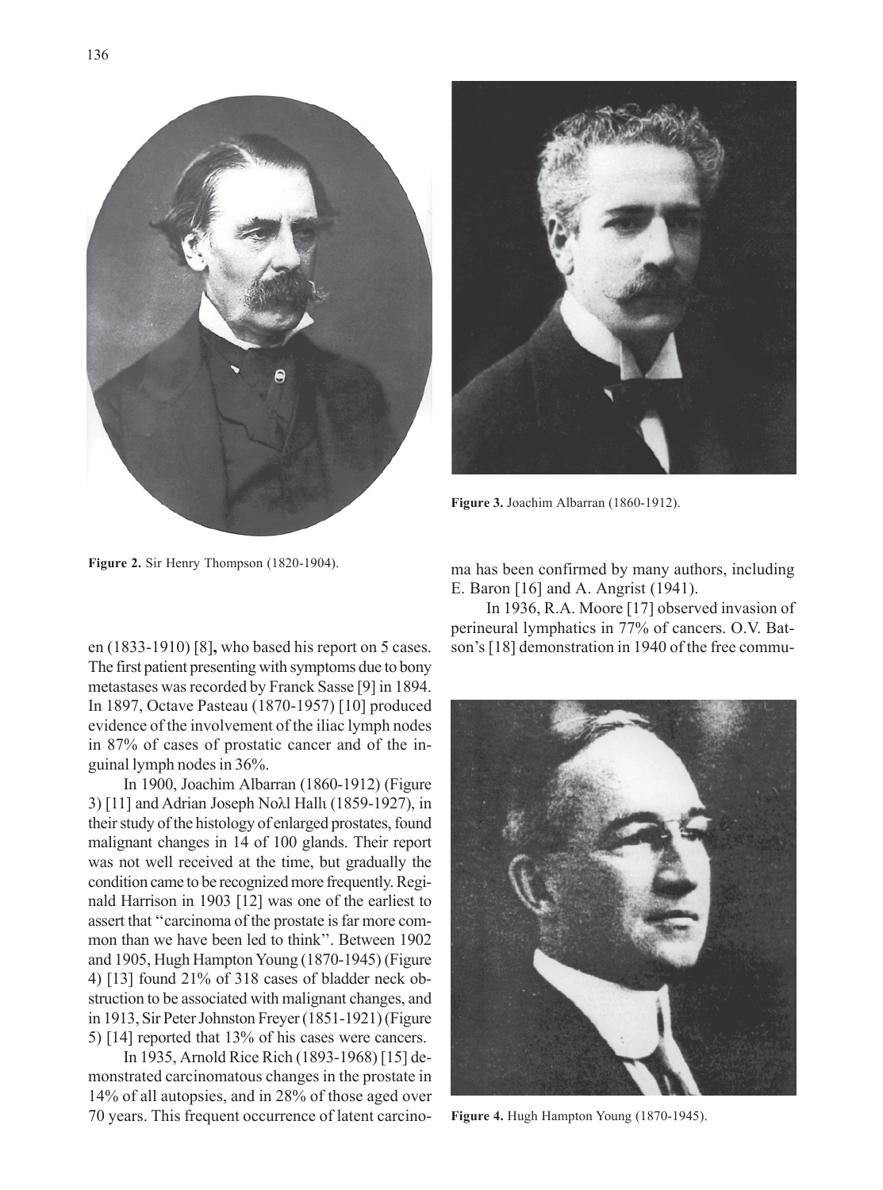Figure 2. Sir Henry Thompson (1820-1904).

Figure 3. Joachim Albarran (1860-1912).

en (1833-1910) [8], who based his report on 5 cases. The first patient presenting with symptoms due to bony metastases was recorded by Franck Sasse [9] in 1894. In 1897, Octave Pasteau (1870-1957) [10] produced evidence of the involvement of the iliac lymph nodes in 87% of cases of prostatic cancer and of the inguinal lymph nodes in 36%.

In 1900, Joachim Albarran (1860-1912) (Figure 3) [11] and Adrian Joseph Noλl Hallı (1859-1927), in their study of the histology of enlarged prostates, found malignant changes in 14 of 100 glands. Their report was not well received at the time, but gradually the condition came to be recognized more frequently. Reginald Harrison in 1903 [12] was one of the earliest to assert that "carcinoma of the prostate is far more common than we have been led to think". Between 1902 and 1905, Hugh Hampton Young (1870-1945) (Figure 4) [13] found 21% of 318 cases of bladder neck obstruction to be associated with malignant changes, and in 1913, Sir Peter Johnston Freyer (1851-1921) (Figure 5) [14] reported that 13% of his cases were cancers.

In 1935, Arnold Rice Rich (1893-1968) [15] demonstrated carcinomatous changes in the prostate in 14% of all autopsies, and in 28% of those aged over 70 years. This frequent occurrence of latent carcinoma has been confirmed by many authors, including E. Baron [16] and A. Angrist (1941).

In 1936, R.A. Moore [17] observed invasion of perineural lymphatics in 77% of cancers. O.V. Batson's [18] demonstration in 1940 of the free commu-

Figure 4. Hugh Hampton Young (1870-1945).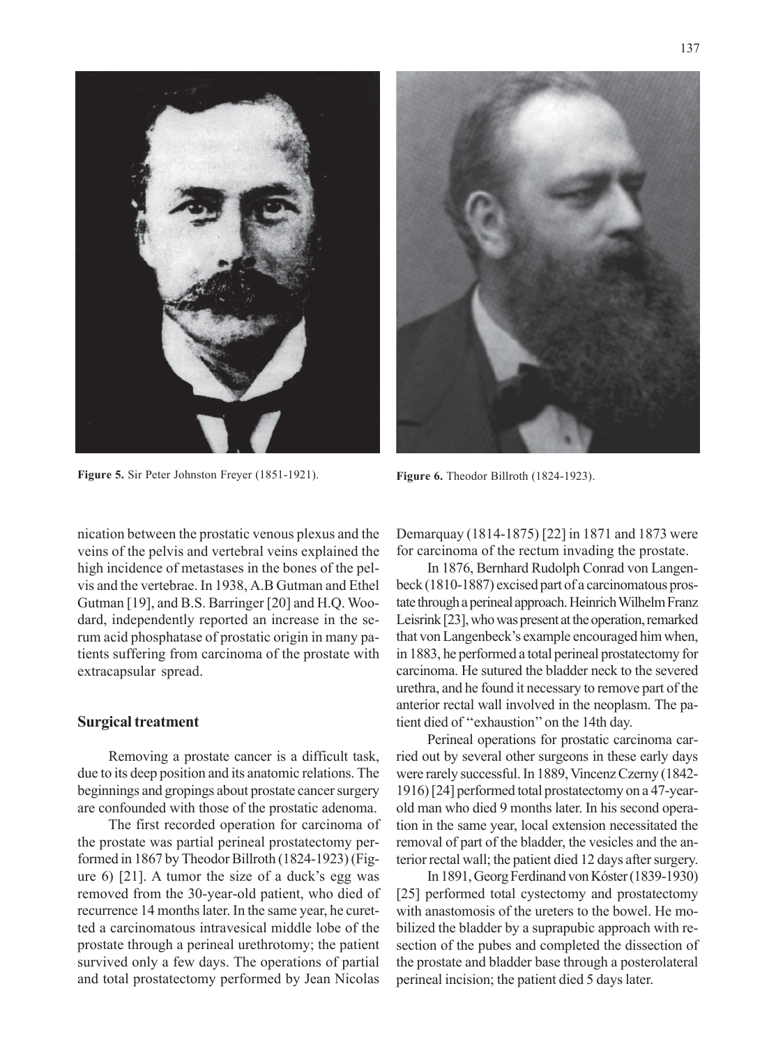Figure 5. Sir Peter Johnston Freyer (1851-1921).

Figure 6. Theodor Billroth (1824-1923).

nication between the prostatic venous plexus and the veins of the pelvis and vertebral veins explained the high incidence of metastases in the bones of the pelvis and the vertebrae. In 1938, A.B Gutman and Ethel Gutman [19], and B.S. Barringer [20] and H.Q. Woodard, independently reported an increase in the serum acid phosphatase of prostatic origin in many patients suffering from carcinoma of the prostate with extracapsular spread.

## Surgical treatment

Removing a prostate cancer is a difficult task, due to its deep position and its anatomic relations. The beginnings and gropings about prostate cancer surgery are confounded with those of the prostatic adenoma.

The first recorded operation for carcinoma of the prostate was partial perineal prostatectomy performed in 1867 by Theodor Billroth (1824-1923) (Figure 6) [21]. A tumor the size of a duck's egg was removed from the 30-year-old patient, who died of recurrence 14 months later. In the same year, he curetted a carcinomatous intravesical middle lobe of the prostate through a perineal urethrotomy; the patient survived only a few days. The operations of partial and total prostatectomy performed by Jean Nicolas Demarquay (1814-1875) [22] in 1871 and 1873 were for carcinoma of the rectum invading the prostate.

In 1876, Bernhard Rudolph Conrad von Langenbeck (1810-1887) excised part of a carcinomatous prostate through a perineal approach. Heinrich Wilhelm Franz Leisrink [23], who was present at the operation, remarked that von Langenbeck's example encouraged him when, in 1883, he performed a total perineal prostatectomy for carcinoma. He sutured the bladder neck to the severed urethra, and he found it necessary to remove part of the anterior rectal wall involved in the neoplasm. The patient died of "exhaustion" on the 14th day.

Perineal operations for prostatic carcinoma carried out by several other surgeons in these early days were rarely successful. In 1889, Vincenz Czerny (1842-1916) [24] performed total prostatectomy on a 47-year-old man who died 9 months later. In his second operation in the same year, local extension necessitated the removal of part of the bladder, the vesicles and the anterior rectal wall; the patient died 12 days after surgery.

In 1891, Georg Ferdinand von Kóster (1839-1930) [25] performed total cystectomy and prostatectomy with anastomosis of the ureters to the bowel. He mobilized the bladder by a suprapubic approach with resection of the pubes and completed the dissection of the prostate and bladder base through a posterolateral perineal incision; the patient died 5 days later.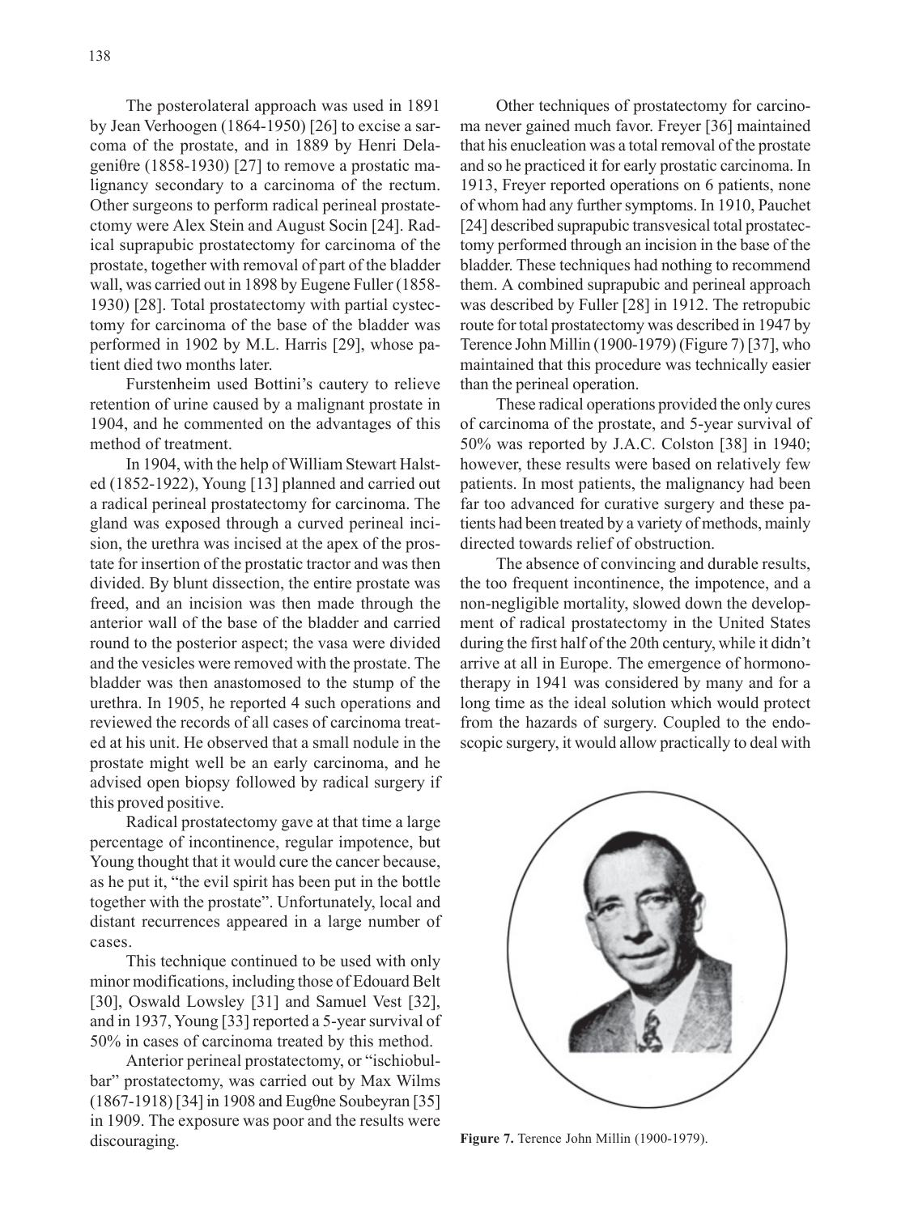The posterolateral approach was used in 1891 by Jean Verhoogen (1864-1950) [26] to excise a sarcoma of the prostate, and in 1889 by Henri Delageniθre (1858-1930) [27] to remove a prostatic malignancy secondary to a carcinoma of the rectum. Other surgeons to perform radical perineal prostatectomy were Alex Stein and August Socin [24]. Radical suprapubic prostatectomy for carcinoma of the prostate, together with removal of part of the bladder wall, was carried out in 1898 by Eugene Fuller (1858-1930) [28]. Total prostatectomy with partial cystectomy for carcinoma of the base of the bladder was performed in 1902 by M.L. Harris [29], whose patient died two months later.

Furstenheim used Bottini's cautery to relieve retention of urine caused by a malignant prostate in 1904, and he commented on the advantages of this method of treatment.

In 1904, with the help of William Stewart Halsted (1852-1922), Young [13] planned and carried out a radical perineal prostatectomy for carcinoma. The gland was exposed through a curved perineal incision, the urethra was incised at the apex of the prostate for insertion of the prostatic tractor and was then divided. By blunt dissection, the entire prostate was freed, and an incision was then made through the anterior wall of the base of the bladder and carried round to the posterior aspect; the vasa were divided and the vesicles were removed with the prostate. The bladder was then anastomosed to the stump of the urethra. In 1905, he reported 4 such operations and reviewed the records of all cases of carcinoma treated at his unit. He observed that a small nodule in the prostate might well be an early carcinoma, and he advised open biopsy followed by radical surgery if this proved positive.

Radical prostatectomy gave at that time a large percentage of incontinence, regular impotence, but Young thought that it would cure the cancer because, as he put it, "the evil spirit has been put in the bottle together with the prostate". Unfortunately, local and distant recurrences appeared in a large number of cases.

This technique continued to be used with only minor modifications, including those of Edouard Belt [30], Oswald Lowsley [31] and Samuel Vest [32], and in 1937, Young [33] reported a 5-year survival of 50% in cases of carcinoma treated by this method.

Anterior perineal prostatectomy, or "ischiobulbar" prostatectomy, was carried out by Max Wilms (1867-1918) [34] in 1908 and Eugθne Soubeyran [35] in 1909. The exposure was poor and the results were discouraging.

Other techniques of prostatectomy for carcinoma never gained much favor. Freyer [36] maintained that his enucleation was a total removal of the prostate and so he practiced it for early prostatic carcinoma. In 1913, Freyer reported operations on 6 patients, none of whom had any further symptoms. In 1910, Pauchet [24] described suprapubic transvesical total prostatectomy performed through an incision in the base of the bladder. These techniques had nothing to recommend them. A combined suprapubic and perineal approach was described by Fuller [28] in 1912. The retropubic route for total prostatectomy was described in 1947 by Terence John Millin (1900-1979) (Figure 7) [37], who maintained that this procedure was technically easier than the perineal operation.

These radical operations provided the only cures of carcinoma of the prostate, and 5-year survival of 50% was reported by J.A.C. Colston [38] in 1940; however, these results were based on relatively few patients. In most patients, the malignancy had been far too advanced for curative surgery and these patients had been treated by a variety of methods, mainly directed towards relief of obstruction.

The absence of convincing and durable results, the too frequent incontinence, the impotence, and a non-negligible mortality, slowed down the development of radical prostatectomy in the United States during the first half of the 20th century, while it didn't arrive at all in Europe. The emergence of hormonotherapy in 1941 was considered by many and for a long time as the ideal solution which would protect from the hazards of surgery. Coupled to the endoscopic surgery, it would allow practically to deal with

**Figure 7.** Terence John Millin (1900-1979).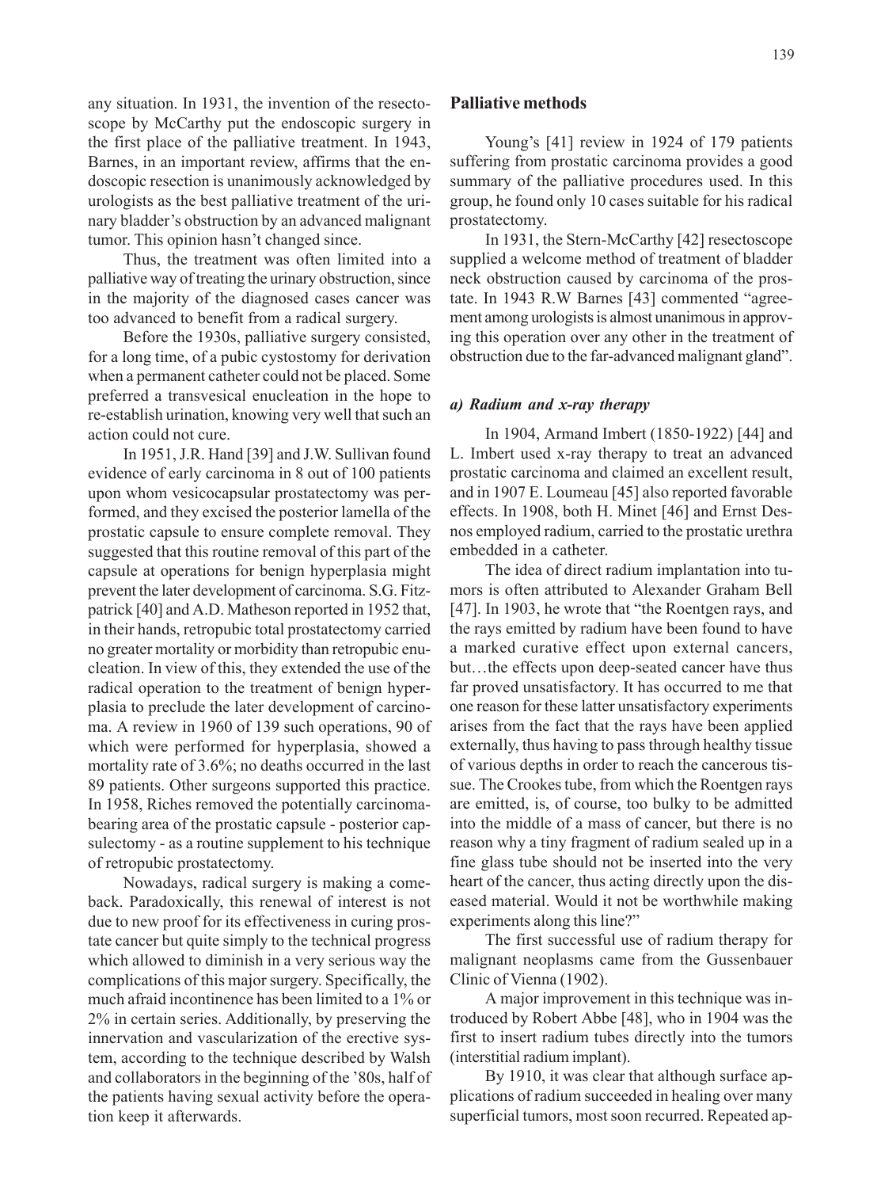any situation. In 1931, the invention of the resectoscope by McCarthy put the endoscopic surgery in the first place of the palliative treatment. In 1943, Barnes, in an important review, affirms that the endoscopic resection is unanimously acknowledged by urologists as the best palliative treatment of the urinary bladder's obstruction by an advanced malignant tumor. This opinion hasn't changed since.

Thus, the treatment was often limited into a palliative way of treating the urinary obstruction, since in the majority of the diagnosed cases cancer was too advanced to benefit from a radical surgery.

Before the 1930s, palliative surgery consisted, for a long time, of a pubic cystostomy for derivation when a permanent catheter could not be placed. Some preferred a transvesical enucleation in the hope to re-establish urination, knowing very well that such an action could not cure.

In 1951, J.R. Hand [39] and J.W. Sullivan found evidence of early carcinoma in 8 out of 100 patients upon whom vesicocapsular prostatectomy was performed, and they excised the posterior lamella of the prostatic capsule to ensure complete removal. They suggested that this routine removal of this part of the capsule at operations for benign hyperplasia might prevent the later development of carcinoma. S.G. Fitzpatrick [40] and A.D. Matheson reported in 1952 that, in their hands, retropubic total prostatectomy carried no greater mortality or morbidity than retropubic enucleation. In view of this, they extended the use of the radical operation to the treatment of benign hyperplasia to preclude the later development of carcinoma. A review in 1960 of 139 such operations, 90 of which were performed for hyperplasia, showed a mortality rate of 3.6%; no deaths occurred in the last 89 patients. Other surgeons supported this practice. In 1958, Riches removed the potentially carcinoma-bearing area of the prostatic capsule - posterior capsulectomy - as a routine supplement to his technique of retropubic prostatectomy.

Nowadays, radical surgery is making a comeback. Paradoxically, this renewal of interest is not due to new proof for its effectiveness in curing prostate cancer but quite simply to the technical progress which allowed to diminish in a very serious way the complications of this major surgery. Specifically, the much afraid incontinence has been limited to a 1% or 2% in certain series. Additionally, by preserving the innervation and vascularization of the erective system, according to the technique described by Walsh and collaborators in the beginning of the '80s, half of the patients having sexual activity before the operation keep it afterwards.

## Palliative methods

Young's [41] review in 1924 of 179 patients suffering from prostatic carcinoma provides a good summary of the palliative procedures used. In this group, he found only 10 cases suitable for his radical prostatectomy.

In 1931, the Stern-McCarthy [42] resectoscope supplied a welcome method of treatment of bladder neck obstruction caused by carcinoma of the prostate. In 1943 R.W Barnes [43] commented "agreement among urologists is almost unanimous in approving this operation over any other in the treatment of obstruction due to the far-advanced malignant gland".

### *a) Radium and x-ray therapy*

In 1904, Armand Imbert (1850-1922) [44] and L. Imbert used x-ray therapy to treat an advanced prostatic carcinoma and claimed an excellent result, and in 1907 E. Loumeau [45] also reported favorable effects. In 1908, both H. Minet [46] and Ernst Desnos employed radium, carried to the prostatic urethra embedded in a catheter.

The idea of direct radium implantation into tumors is often attributed to Alexander Graham Bell [47]. In 1903, he wrote that "the Roentgen rays, and the rays emitted by radium have been found to have a marked curative effect upon external cancers, but…the effects upon deep-seated cancer have thus far proved unsatisfactory. It has occurred to me that one reason for these latter unsatisfactory experiments arises from the fact that the rays have been applied externally, thus having to pass through healthy tissue of various depths in order to reach the cancerous tissue. The Crookes tube, from which the Roentgen rays are emitted, is, of course, too bulky to be admitted into the middle of a mass of cancer, but there is no reason why a tiny fragment of radium sealed up in a fine glass tube should not be inserted into the very heart of the cancer, thus acting directly upon the diseased material. Would it not be worthwhile making experiments along this line?"

The first successful use of radium therapy for malignant neoplasms came from the Gussenbauer Clinic of Vienna (1902).

A major improvement in this technique was introduced by Robert Abbe [48], who in 1904 was the first to insert radium tubes directly into the tumors (interstitial radium implant).

By 1910, it was clear that although surface applications of radium succeeded in healing over many superficial tumors, most soon recurred. Repeated ap-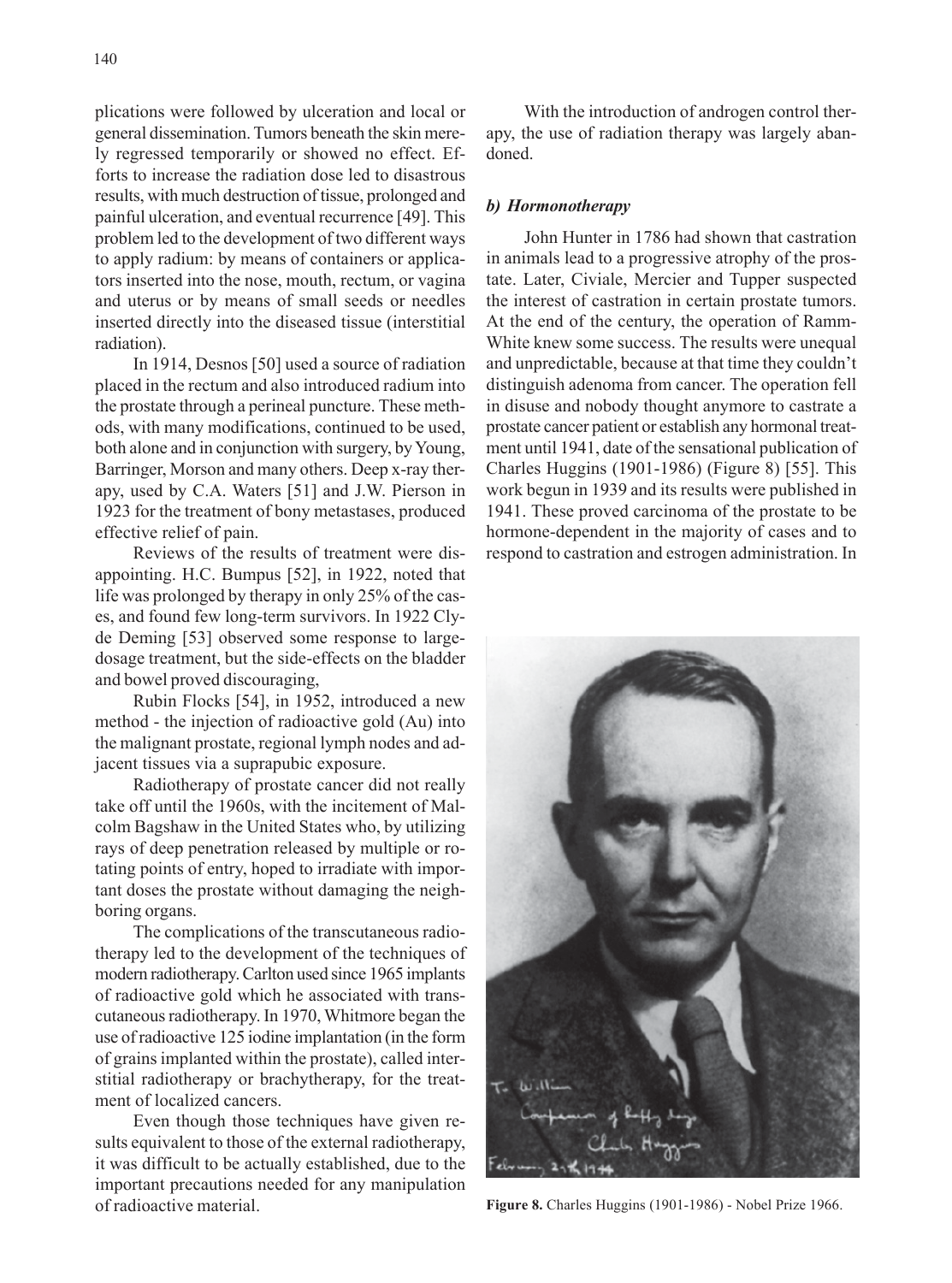plications were followed by ulceration and local or general dissemination. Tumors beneath the skin merely regressed temporarily or showed no effect. Efforts to increase the radiation dose led to disastrous results, with much destruction of tissue, prolonged and painful ulceration, and eventual recurrence [49]. This problem led to the development of two different ways to apply radium: by means of containers or applicators inserted into the nose, mouth, rectum, or vagina and uterus or by means of small seeds or needles inserted directly into the diseased tissue (interstitial radiation).

In 1914, Desnos [50] used a source of radiation placed in the rectum and also introduced radium into the prostate through a perineal puncture. These methods, with many modifications, continued to be used, both alone and in conjunction with surgery, by Young, Barringer, Morson and many others. Deep x-ray therapy, used by C.A. Waters [51] and J.W. Pierson in 1923 for the treatment of bony metastases, produced effective relief of pain.

Reviews of the results of treatment were disappointing. H.C. Bumpus [52], in 1922, noted that life was prolonged by therapy in only 25% of the cases, and found few long-term survivors. In 1922 Clyde Deming [53] observed some response to large-dosage treatment, but the side-effects on the bladder and bowel proved discouraging,

Rubin Flocks [54], in 1952, introduced a new method - the injection of radioactive gold (Au) into the malignant prostate, regional lymph nodes and adjacent tissues via a suprapubic exposure.

Radiotherapy of prostate cancer did not really take off until the 1960s, with the incitement of Malcolm Bagshaw in the United States who, by utilizing rays of deep penetration released by multiple or rotating points of entry, hoped to irradiate with important doses the prostate without damaging the neighboring organs.

The complications of the transcutaneous radiotherapy led to the development of the techniques of modern radiotherapy. Carlton used since 1965 implants of radioactive gold which he associated with transcutaneous radiotherapy. In 1970, Whitmore began the use of radioactive 125 iodine implantation (in the form of grains implanted within the prostate), called interstitial radiotherapy or brachytherapy, for the treatment of localized cancers.

Even though those techniques have given results equivalent to those of the external radiotherapy, it was difficult to be actually established, due to the important precautions needed for any manipulation of radioactive material.

With the introduction of androgen control therapy, the use of radiation therapy was largely abandoned.

### *b) Hormonotherapy*

John Hunter in 1786 had shown that castration in animals lead to a progressive atrophy of the prostate. Later, Civiale, Mercier and Tupper suspected the interest of castration in certain prostate tumors. At the end of the century, the operation of Ramm-White knew some success. The results were unequal and unpredictable, because at that time they couldn't distinguish adenoma from cancer. The operation fell in disuse and nobody thought anymore to castrate a prostate cancer patient or establish any hormonal treatment until 1941, date of the sensational publication of Charles Huggins (1901-1986) (Figure 8) [55]. This work begun in 1939 and its results were published in 1941. These proved carcinoma of the prostate to be hormone-dependent in the majority of cases and to respond to castration and estrogen administration. In

**Figure 8.** Charles Huggins (1901-1986) - Nobel Prize 1966.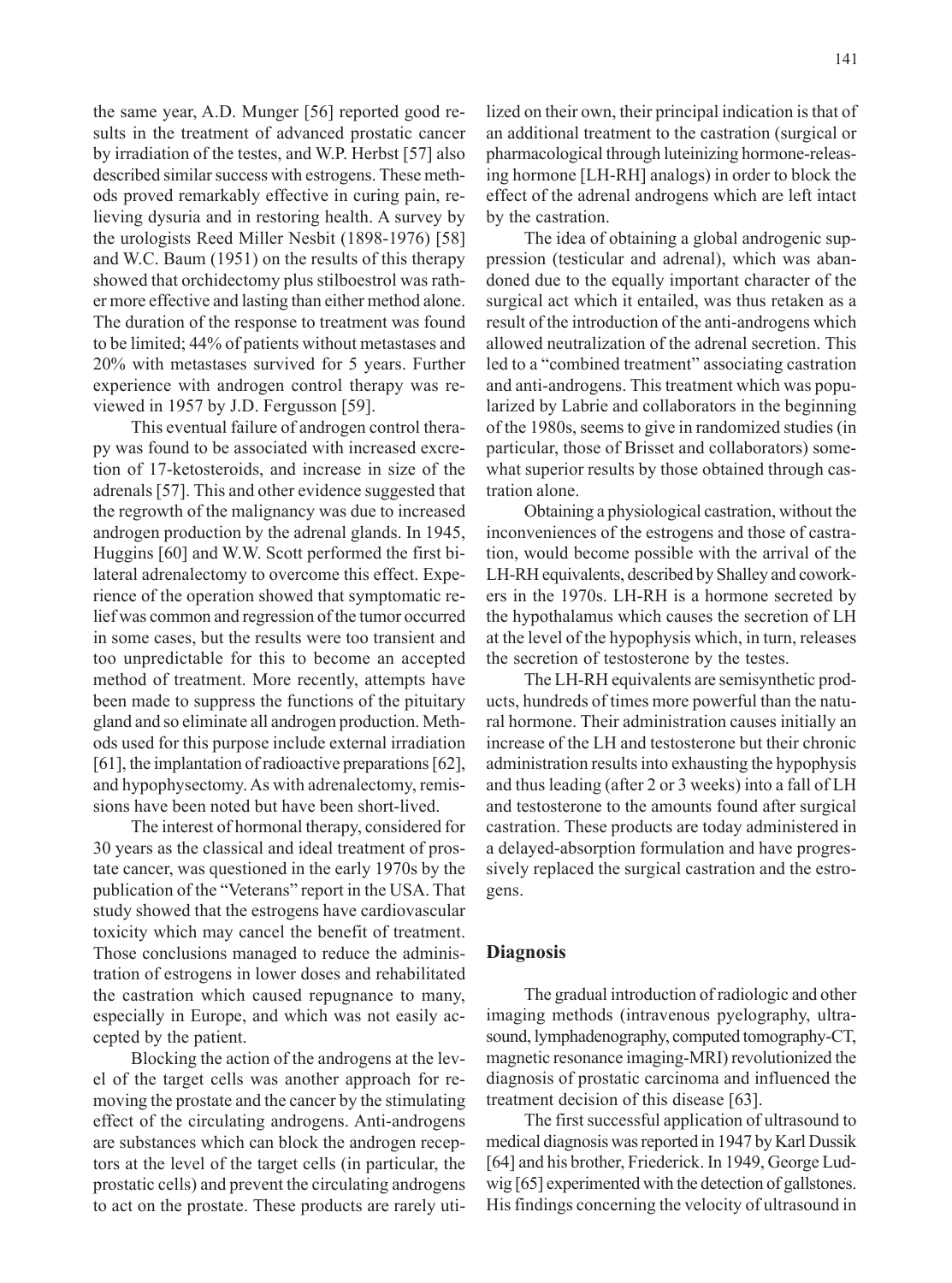the same year, A.D. Munger [56] reported good results in the treatment of advanced prostatic cancer by irradiation of the testes, and W.P. Herbst [57] also described similar success with estrogens. These methods proved remarkably effective in curing pain, relieving dysuria and in restoring health. A survey by the urologists Reed Miller Nesbit (1898-1976) [58] and W.C. Baum (1951) on the results of this therapy showed that orchidectomy plus stilboestrol was rather more effective and lasting than either method alone. The duration of the response to treatment was found to be limited; 44% of patients without metastases and 20% with metastases survived for 5 years. Further experience with androgen control therapy was reviewed in 1957 by J.D. Fergusson [59].

This eventual failure of androgen control therapy was found to be associated with increased excretion of 17-ketosteroids, and increase in size of the adrenals [57]. This and other evidence suggested that the regrowth of the malignancy was due to increased androgen production by the adrenal glands. In 1945, Huggins [60] and W.W. Scott performed the first bilateral adrenalectomy to overcome this effect. Experience of the operation showed that symptomatic relief was common and regression of the tumor occurred in some cases, but the results were too transient and too unpredictable for this to become an accepted method of treatment. More recently, attempts have been made to suppress the functions of the pituitary gland and so eliminate all androgen production. Methods used for this purpose include external irradiation [61], the implantation of radioactive preparations [62], and hypophysectomy. As with adrenalectomy, remissions have been noted but have been short-lived.

The interest of hormonal therapy, considered for 30 years as the classical and ideal treatment of prostate cancer, was questioned in the early 1970s by the publication of the "Veterans" report in the USA. That study showed that the estrogens have cardiovascular toxicity which may cancel the benefit of treatment. Those conclusions managed to reduce the administration of estrogens in lower doses and rehabilitated the castration which caused repugnance to many, especially in Europe, and which was not easily accepted by the patient.

Blocking the action of the androgens at the level of the target cells was another approach for removing the prostate and the cancer by the stimulating effect of the circulating androgens. Anti-androgens are substances which can block the androgen receptors at the level of the target cells (in particular, the prostatic cells) and prevent the circulating androgens to act on the prostate. These products are rarely utilized on their own, their principal indication is that of an additional treatment to the castration (surgical or pharmacological through luteinizing hormone-releasing hormone [LH-RH] analogs) in order to block the effect of the adrenal androgens which are left intact by the castration.

The idea of obtaining a global androgenic suppression (testicular and adrenal), which was abandoned due to the equally important character of the surgical act which it entailed, was thus retaken as a result of the introduction of the anti-androgens which allowed neutralization of the adrenal secretion. This led to a "combined treatment" associating castration and anti-androgens. This treatment which was popularized by Labrie and collaborators in the beginning of the 1980s, seems to give in randomized studies (in particular, those of Brisset and collaborators) somewhat superior results by those obtained through castration alone.

Obtaining a physiological castration, without the inconveniences of the estrogens and those of castration, would become possible with the arrival of the LH-RH equivalents, described by Shalley and coworkers in the 1970s. LH-RH is a hormone secreted by the hypothalamus which causes the secretion of LH at the level of the hypophysis which, in turn, releases the secretion of testosterone by the testes.

The LH-RH equivalents are semisynthetic products, hundreds of times more powerful than the natural hormone. Their administration causes initially an increase of the LH and testosterone but their chronic administration results into exhausting the hypophysis and thus leading (after 2 or 3 weeks) into a fall of LH and testosterone to the amounts found after surgical castration. These products are today administered in a delayed-absorption formulation and have progressively replaced the surgical castration and the estrogens.

## Diagnosis

The gradual introduction of radiologic and other imaging methods (intravenous pyelography, ultrasound, lymphadenography, computed tomography-CT, magnetic resonance imaging-MRI) revolutionized the diagnosis of prostatic carcinoma and influenced the treatment decision of this disease [63].

The first successful application of ultrasound to medical diagnosis was reported in 1947 by Karl Dussik [64] and his brother, Friederick. In 1949, George Ludwig [65] experimented with the detection of gallstones. His findings concerning the velocity of ultrasound in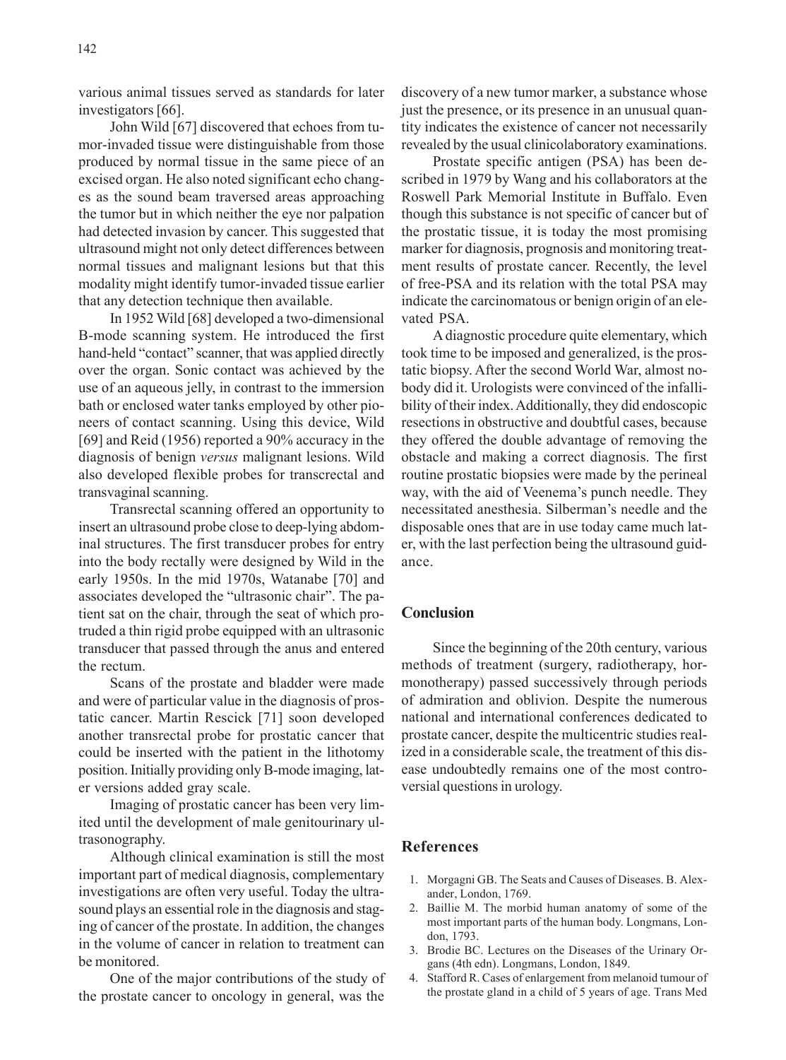various animal tissues served as standards for later investigators [66].

John Wild [67] discovered that echoes from tumor-invaded tissue were distinguishable from those produced by normal tissue in the same piece of an excised organ. He also noted significant echo changes as the sound beam traversed areas approaching the tumor but in which neither the eye nor palpation had detected invasion by cancer. This suggested that ultrasound might not only detect differences between normal tissues and malignant lesions but that this modality might identify tumor-invaded tissue earlier that any detection technique then available.

In 1952 Wild [68] developed a two-dimensional B-mode scanning system. He introduced the first hand-held "contact" scanner, that was applied directly over the organ. Sonic contact was achieved by the use of an aqueous jelly, in contrast to the immersion bath or enclosed water tanks employed by other pioneers of contact scanning. Using this device, Wild [69] and Reid (1956) reported a 90% accuracy in the diagnosis of benign *versus* malignant lesions. Wild also developed flexible probes for transcrectal and transvaginal scanning.

Transrectal scanning offered an opportunity to insert an ultrasound probe close to deep-lying abdominal structures. The first transducer probes for entry into the body rectally were designed by Wild in the early 1950s. In the mid 1970s, Watanabe [70] and associates developed the "ultrasonic chair". The patient sat on the chair, through the seat of which protruded a thin rigid probe equipped with an ultrasonic transducer that passed through the anus and entered the rectum.

Scans of the prostate and bladder were made and were of particular value in the diagnosis of prostatic cancer. Martin Rescick [71] soon developed another transrectal probe for prostatic cancer that could be inserted with the patient in the lithotomy position. Initially providing only B-mode imaging, later versions added gray scale.

Imaging of prostatic cancer has been very limited until the development of male genitourinary ultrasonography.

Although clinical examination is still the most important part of medical diagnosis, complementary investigations are often very useful. Today the ultrasound plays an essential role in the diagnosis and staging of cancer of the prostate. In addition, the changes in the volume of cancer in relation to treatment can be monitored.

One of the major contributions of the study of the prostate cancer to oncology in general, was the discovery of a new tumor marker, a substance whose just the presence, or its presence in an unusual quantity indicates the existence of cancer not necessarily revealed by the usual clinicolaboratory examinations.

Prostate specific antigen (PSA) has been described in 1979 by Wang and his collaborators at the Roswell Park Memorial Institute in Buffalo. Even though this substance is not specific of cancer but of the prostatic tissue, it is today the most promising marker for diagnosis, prognosis and monitoring treatment results of prostate cancer. Recently, the level of free-PSA and its relation with the total PSA may indicate the carcinomatous or benign origin of an elevated PSA.

A diagnostic procedure quite elementary, which took time to be imposed and generalized, is the prostatic biopsy. After the second World War, almost nobody did it. Urologists were convinced of the infallibility of their index. Additionally, they did endoscopic resections in obstructive and doubtful cases, because they offered the double advantage of removing the obstacle and making a correct diagnosis. The first routine prostatic biopsies were made by the perineal way, with the aid of Veenema's punch needle. They necessitated anesthesia. Silberman's needle and the disposable ones that are in use today came much later, with the last perfection being the ultrasound guidance.

## Conclusion

Since the beginning of the 20th century, various methods of treatment (surgery, radiotherapy, hormonotherapy) passed successively through periods of admiration and oblivion. Despite the numerous national and international conferences dedicated to prostate cancer, despite the multicentric studies realized in a considerable scale, the treatment of this disease undoubtedly remains one of the most controversial questions in urology.

## References

1. Morgagni GB. The Seats and Causes of Diseases. B. Alexander, London, 1769.
2. Baillie M. The morbid human anatomy of some of the most important parts of the human body. Longmans, London, 1793.
3. Brodie BC. Lectures on the Diseases of the Urinary Organs (4th edn). Longmans, London, 1849.
4. Stafford R. Cases of enlargement from melanoid tumour of the prostate gland in a child of 5 years of age. Trans Med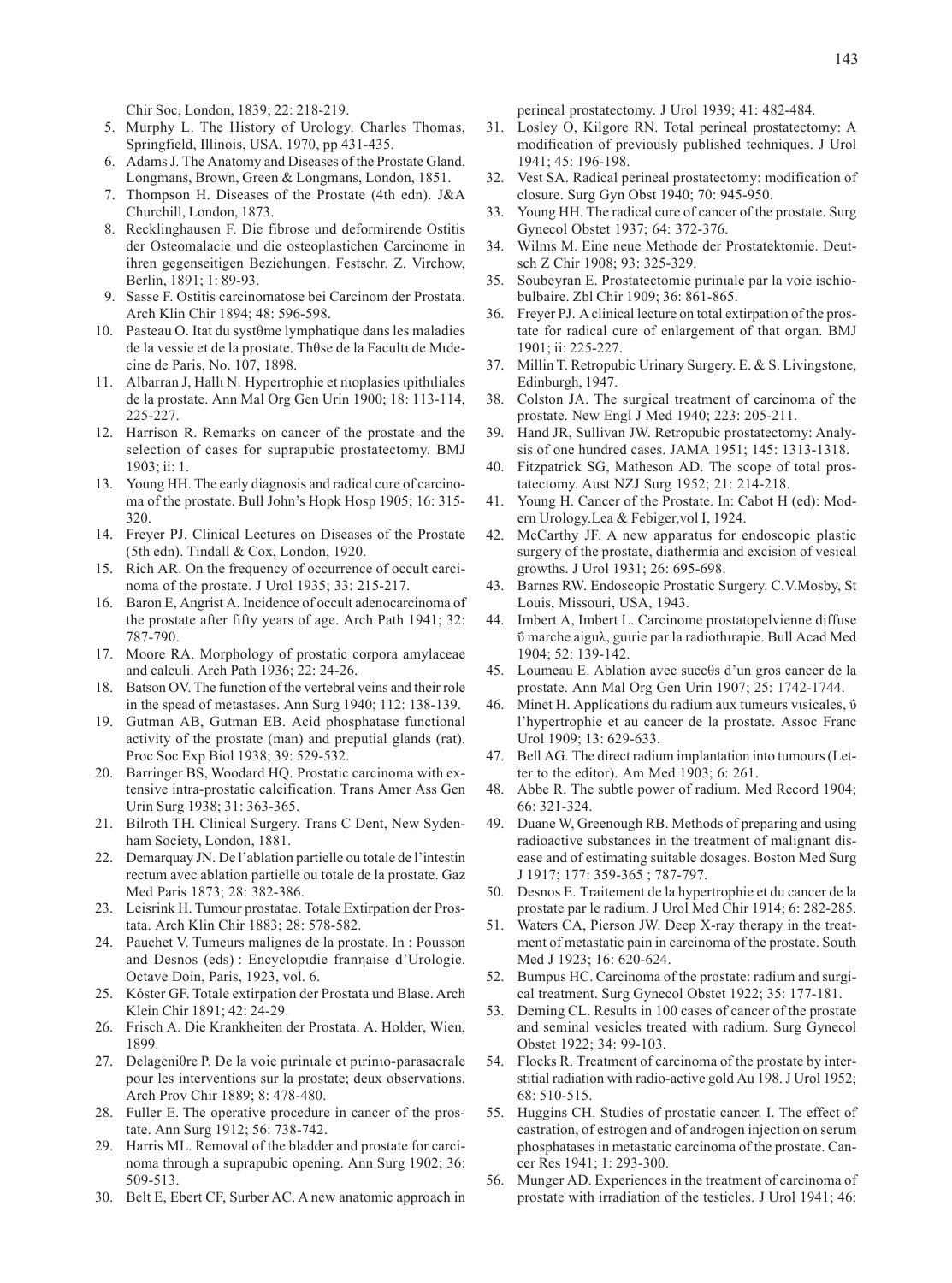Chir Soc, London, 1839; 22: 218-219.

5. Murphy L. The History of Urology. Charles Thomas, Springfield, Illinois, USA, 1970, pp 431-435.
6. Adams J. The Anatomy and Diseases of the Prostate Gland. Longmans, Brown, Green & Longmans, London, 1851.
7. Thompson H. Diseases of the Prostate (4th edn). J&A Churchill, London, 1873.
8. Recklinghausen F. Die fibrose und deformirende Ostitis der Osteomalacie und die osteoplastichen Carcinome in ihren gegenseitigen Beziehungen. Festschr. Z. Virchow, Berlin, 1891; 1: 89-93.
9. Sasse F. Ostitis carcinomatose bei Carcinom der Prostata. Arch Klin Chir 1894; 48: 596-598.
10. Pasteau O. Itat du systθme lymphatique dans les maladies de la vessie et de la prostate. Thθse de la Facultι de Mιdecine de Paris, No. 107, 1898.
11. Albarran J, Hallι N. Hypertrophie et nιoplasies ιpithιliales de la prostate. Ann Mal Org Gen Urin 1900; 18: 113-114, 225-227.
12. Harrison R. Remarks on cancer of the prostate and the selection of cases for suprapubic prostatectomy. BMJ 1903; ii: 1.
13. Young HH. The early diagnosis and radical cure of carcinoma of the prostate. Bull John's Hopk Hosp 1905; 16: 315-320.
14. Freyer PJ. Clinical Lectures on Diseases of the Prostate (5th edn). Tindall & Cox, London, 1920.
15. Rich AR. On the frequency of occurrence of occult carcinoma of the prostate. J Urol 1935; 33: 215-217.
16. Baron E, Angrist A. Incidence of occult adenocarcinoma of the prostate after fifty years of age. Arch Path 1941; 32: 787-790.
17. Moore RA. Morphology of prostatic corpora amylaceae and calculi. Arch Path 1936; 22: 24-26.
18. Batson OV. The function of the vertebral veins and their role in the spead of metastases. Ann Surg 1940; 112: 138-139.
19. Gutman AB, Gutman EB. Acid phosphatase functional activity of the prostate (man) and preputial glands (rat). Proc Soc Exp Biol 1938; 39: 529-532.
20. Barringer BS, Woodard HQ. Prostatic carcinoma with extensive intra-prostatic calcification. Trans Amer Ass Gen Urin Surg 1938; 31: 363-365.
21. Bilroth TH. Clinical Surgery. Trans C Dent, New Sydenham Society, London, 1881.
22. Demarquay JN. De l'ablation partielle ou totale de l'intestin rectum avec ablation partielle ou totale de la prostate. Gaz Med Paris 1873; 28: 382-386.
23. Leisrink H. Tumour prostatae. Totale Extirpation der Prostata. Arch Klin Chir 1883; 28: 578-582.
24. Pauchet V. Tumeurs malignes de la prostate. In : Pousson and Desnos (eds) : Encyclopιdie franηaise d'Urologie. Octave Doin, Paris, 1923, vol. 6.
25. Kóster GF. Totale extirpation der Prostata und Blase. Arch Klein Chir 1891; 42: 24-29.
26. Frisch A. Die Krankheiten der Prostata. A. Holder, Wien, 1899.
27. Delageniθre P. De la voie pιrinιale et pιrinιo-parasacrale pour les interventions sur la prostate; deux observations. Arch Prov Chir 1889; 8: 478-480.
28. Fuller E. The operative procedure in cancer of the prostate. Ann Surg 1912; 56: 738-742.
29. Harris ML. Removal of the bladder and prostate for carcinoma through a suprapubic opening. Ann Surg 1902; 36: 509-513.
30. Belt E, Ebert CF, Surber AC. A new anatomic approach in perineal prostatectomy. J Urol 1939; 41: 482-484.
31. Losley O, Kilgore RN. Total perineal prostatectomy: A modification of previously published techniques. J Urol 1941; 45: 196-198.
32. Vest SA. Radical perineal prostatectomy: modification of closure. Surg Gyn Obst 1940; 70: 945-950.
33. Young HH. The radical cure of cancer of the prostate. Surg Gynecol Obstet 1937; 64: 372-376.
34. Wilms M. Eine neue Methode der Prostatektomie. Deutsch Z Chir 1908; 93: 325-329.
35. Soubeyran E. Prostatectomie pιrinιale par la voie ischio-bulbaire. Zbl Chir 1909; 36: 861-865.
36. Freyer PJ. A clinical lecture on total extirpation of the prostate for radical cure of enlargement of that organ. BMJ 1901; ii: 225-227.
37. Millin T. Retropubic Urinary Surgery. E. & S. Livingstone, Edinburgh, 1947.
38. Colston JA. The surgical treatment of carcinoma of the prostate. New Engl J Med 1940; 223: 205-211.
39. Hand JR, Sullivan JW. Retropubic prostatectomy: Analysis of one hundred cases. JAMA 1951; 145: 1313-1318.
40. Fitzpatrick SG, Matheson AD. The scope of total prostatectomy. Aust NZJ Surg 1952; 21: 214-218.
41. Young H. Cancer of the Prostate. In: Cabot H (ed): Modern Urology.Lea & Febiger,vol I, 1924.
42. McCarthy JF. A new apparatus for endoscopic plastic surgery of the prostate, diathermia and excision of vesical growths. J Urol 1931; 26: 695-698.
43. Barnes RW. Endoscopic Prostatic Surgery. C.V.Mosby, St Louis, Missouri, USA, 1943.
44. Imbert A, Imbert L. Carcinome prostatopelvienne diffuse ΰ marche aiguλ, guιrie par la radiothιrapie. Bull Acad Med 1904; 52: 139-142.
45. Loumeau E. Ablation avec succθs d'un gros cancer de la prostate. Ann Mal Org Gen Urin 1907; 25: 1742-1744.
46. Minet H. Applications du radium aux tumeurs vιsicales, ΰ l'hypertrophie et au cancer de la prostate. Assoc Franc Urol 1909; 13: 629-633.
47. Bell AG. The direct radium implantation into tumours (Letter to the editor). Am Med 1903; 6: 261.
48. Abbe R. The subtle power of radium. Med Record 1904; 66: 321-324.
49. Duane W, Greenough RB. Methods of preparing and using radioactive substances in the treatment of malignant disease and of estimating suitable dosages. Boston Med Surg J 1917; 177: 359-365 ; 787-797.
50. Desnos E. Traitement de la hypertrophie et du cancer de la prostate par le radium. J Urol Med Chir 1914; 6: 282-285.
51. Waters CA, Pierson JW. Deep X-ray therapy in the treatment of metastatic pain in carcinoma of the prostate. South Med J 1923; 16: 620-624.
52. Bumpus HC. Carcinoma of the prostate: radium and surgical treatment. Surg Gynecol Obstet 1922; 35: 177-181.
53. Deming CL. Results in 100 cases of cancer of the prostate and seminal vesicles treated with radium. Surg Gynecol Obstet 1922; 34: 99-103.
54. Flocks R. Treatment of carcinoma of the prostate by interstitial radiation with radio-active gold Au 198. J Urol 1952; 68: 510-515.
55. Huggins CH. Studies of prostatic cancer. I. The effect of castration, of estrogen and of androgen injection on serum phosphatases in metastatic carcinoma of the prostate. Cancer Res 1941; 1: 293-300.
56. Munger AD. Experiences in the treatment of carcinoma of prostate with irradiation of the testicles. J Urol 1941; 46: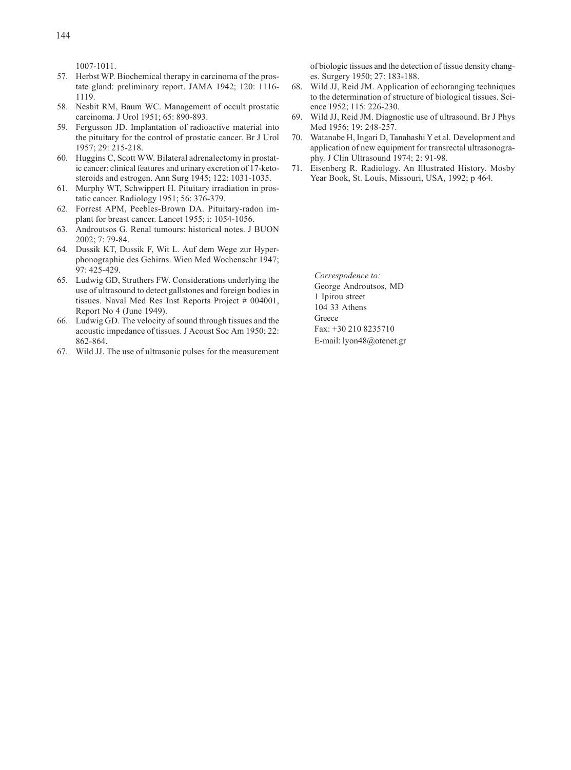1007-1011.

57. Herbst WP. Biochemical therapy in carcinoma of the prostate gland: preliminary report. JAMA 1942; 120: 1116-1119.
58. Nesbit RM, Baum WC. Management of occult prostatic carcinoma. J Urol 1951; 65: 890-893.
59. Fergusson JD. Implantation of radioactive material into the pituitary for the control of prostatic cancer. Br J Urol 1957; 29: 215-218.
60. Huggins C, Scott WW. Bilateral adrenalectomy in prostatic cancer: clinical features and urinary excretion of 17-ketosteroids and estrogen. Ann Surg 1945; 122: 1031-1035.
61. Murphy WT, Schwippert H. Pituitary irradiation in prostatic cancer. Radiology 1951; 56: 376-379.
62. Forrest APM, Peebles-Brown DA. Pituitary-radon implant for breast cancer. Lancet 1955; i: 1054-1056.
63. Androutsos G. Renal tumours: historical notes. J BUON 2002; 7: 79-84.
64. Dussik KT, Dussik F, Wit L. Auf dem Wege zur Hyperphonographie des Gehirns. Wien Med Wochenschr 1947; 97: 425-429.
65. Ludwig GD, Struthers FW. Considerations underlying the use of ultrasound to detect gallstones and foreign bodies in tissues. Naval Med Res Inst Reports Project # 004001, Report No 4 (June 1949).
66. Ludwig GD. The velocity of sound through tissues and the acoustic impedance of tissues. J Acoust Soc Am 1950; 22: 862-864.
67. Wild JJ. The use of ultrasonic pulses for the measurement of biologic tissues and the detection of tissue density changes. Surgery 1950; 27: 183-188.
68. Wild JJ, Reid JM. Application of echoranging techniques to the determination of structure of biological tissues. Science 1952; 115: 226-230.
69. Wild JJ, Reid JM. Diagnostic use of ultrasound. Br J Phys Med 1956; 19: 248-257.
70. Watanabe H, Ingari D, Tanahashi Y et al. Development and application of new equipment for transrectal ultrasonography. J Clin Ultrasound 1974; 2: 91-98.
71. Eisenberg R. Radiology. An Illustrated History. Mosby Year Book, St. Louis, Missouri, USA, 1992; p 464.

*Correspodence to:*
George Androutsos, MD
1 Ipirou street
104 33 Athens
Greece
Fax: +30 210 8235710
E-mail: lyon48@otenet.gr